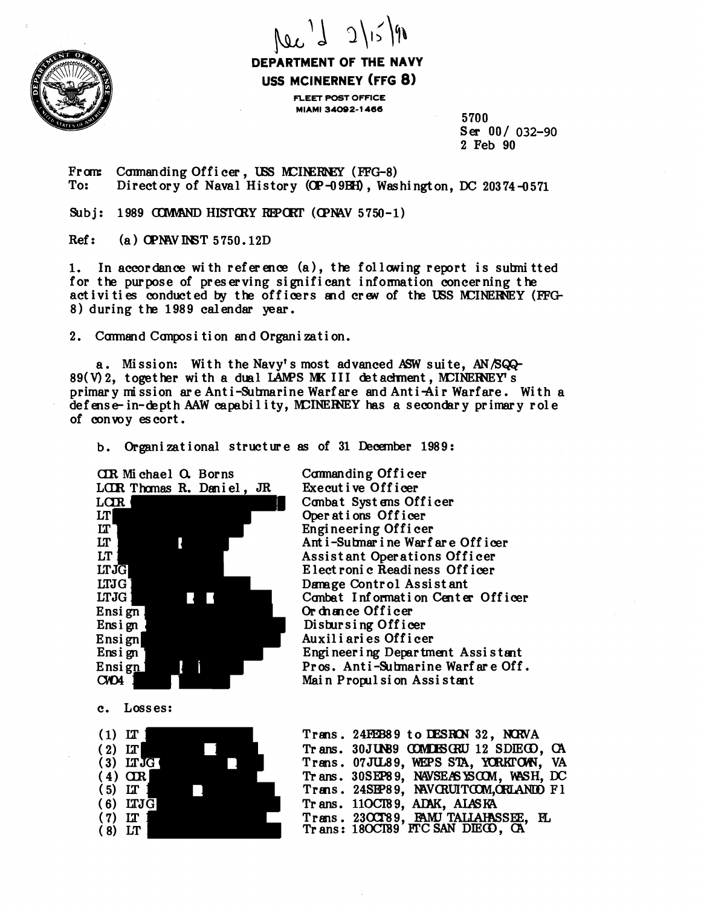Rec'd 2/15/90

**DEPARTMENT OF THE NAVY**
**USS MCINERNEY (FFG 8)**
FLEET POST OFFICE
MIAMI 34092-1466

5700
Ser 00/ 032-90
2 Feb 90

From: Commanding Officer, USS MCINERNEY (FFG-8)
To: Directory of Naval History (OP-09BH), Washington, DC 20374-0571

Subj: 1989 COMMAND HISTORY REPORT (OPNAV 5750-1)

Ref: (a) OPNAVINST 5750.12D

1. In accordance with reference (a), the following report is submitted for the purpose of preserving significant information concerning the activities conducted by the officers and crew of the USS MCINERNEY (FFG-8) during the 1989 calendar year.

2. Command Composition and Organization.

a. Mission: With the Navy's most advanced ASW suite, AN/SQQ-89(V)2, together with a dual LAMPS MK III detachment, MCINERNEY's primary mission are Anti-Submarine Warfare and Anti-Air Warfare. With a defense-in-depth AAW capability, MCINERNEY has a secondary primary role of convoy escort.

b. Organizational structure as of 31 December 1989:

| | |
|---|---|
| CDR Michael Q. Borns | Commanding Officer |
| LCDR Thomas R. Daniel, JR | Executive Officer |
| LCDR | Combat Systems Officer |
| LT | Operations Officer |
| LT | Engineering Officer |
| LT | Anti-Submarine Warfare Officer |
| LT | Assistant Operations Officer |
| LTJG | Electronic Readiness Officer |
| LTJG | Damage Control Assistant |
| LTJG | Combat Information Center Officer |
| Ensign | Ordnance Officer |
| Ensign | Disbursing Officer |
| Ensign | Auxiliaries Officer |
| Ensign | Engineering Department Assistant |
| Ensign | Pros. Anti-Submarine Warfare Off. |
| CWO4 | Main Propulsion Assistant |

c. Losses:

| | |
|---|---|
| (1) LT | Trans. 24FEB89 to DESRON 32, NORVA |
| (2) LT | Trans. 30JUN89 COMDESGRU 12 SDIEGO, CA |
| (3) LTJG | Trans. 07JUL89, WEPS STA, YORKTOWN, VA |
| (4) CDR | Trans. 30SEP89, NAVSEASYSCOM, WASH, DC |
| (5) LT | Trans. 24SEP89, NAVCRUITCOM,ORLANDO FL |
| (6) LTJG | Trans. 11OCT89, ADAK, ALASKA |
| (7) LT | Trans. 23OCT89, FAMU TALLAHASSEE, FL |
| (8) LT | Trans: 18OCT89 FTC SAN DIEGO, CA |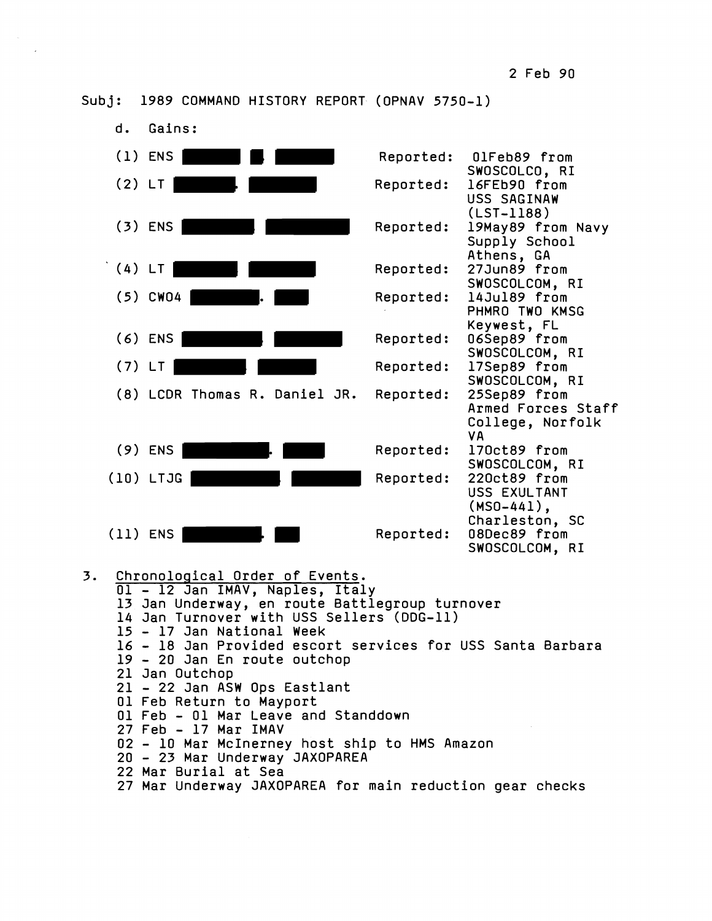2 Feb 90

Subj: 1989 COMMAND HISTORY REPORT (OPNAV 5750-1)

d. Gains:

| | |
|---|---|
| (1) ENS ████ █ ████ | Reported: 01Feb89 from SWOSCOLCO, RI |
| (2) LT ████. ████ | Reported: 16FEb90 from USS SAGINAW (LST-1188) |
| (3) ENS ████ ████ | Reported: 19May89 from Navy Supply School Athens, GA |
| (4) LT ████ ████ | Reported: 27Jun89 from SWOSCOLCOM, RI |
| (5) CWO4 ████. ███ | Reported: 14Jul89 from PHMRO TWO KMSG Keywest, FL |
| (6) ENS ████ ████ | Reported: 06Sep89 from SWOSCOLCOM, RI |
| (7) LT ████ ████ | Reported: 17Sep89 from SWOSCOLCOM, RI |
| (8) LCDR Thomas R. Daniel JR. | Reported: 25Sep89 from Armed Forces Staff College, Norfolk VA |
| (9) ENS ████. ███ | Reported: 17Oct89 from SWOSCOLCOM, RI |
| (10) LTJG ████ ████ | Reported: 22Oct89 from USS EXULTANT (MSO-441), Charleston, SC |
| (11) ENS ████. ██ | Reported: 08Dec89 from SWOSCOLCOM, RI |

3. Chronological Order of Events.

01 - 12 Jan IMAV, Naples, Italy
13 Jan Underway, en route Battlegroup turnover
14 Jan Turnover with USS Sellers (DDG-11)
15 - 17 Jan National Week
16 - 18 Jan Provided escort services for USS Santa Barbara
19 - 20 Jan En route outchop
21 Jan Outchop
21 - 22 Jan ASW Ops Eastlant
01 Feb Return to Mayport
01 Feb - 01 Mar Leave and Standdown
27 Feb - 17 Mar IMAV
02 - 10 Mar McInerney host ship to HMS Amazon
20 - 23 Mar Underway JAXOPAREA
22 Mar Burial at Sea
27 Mar Underway JAXOPAREA for main reduction gear checks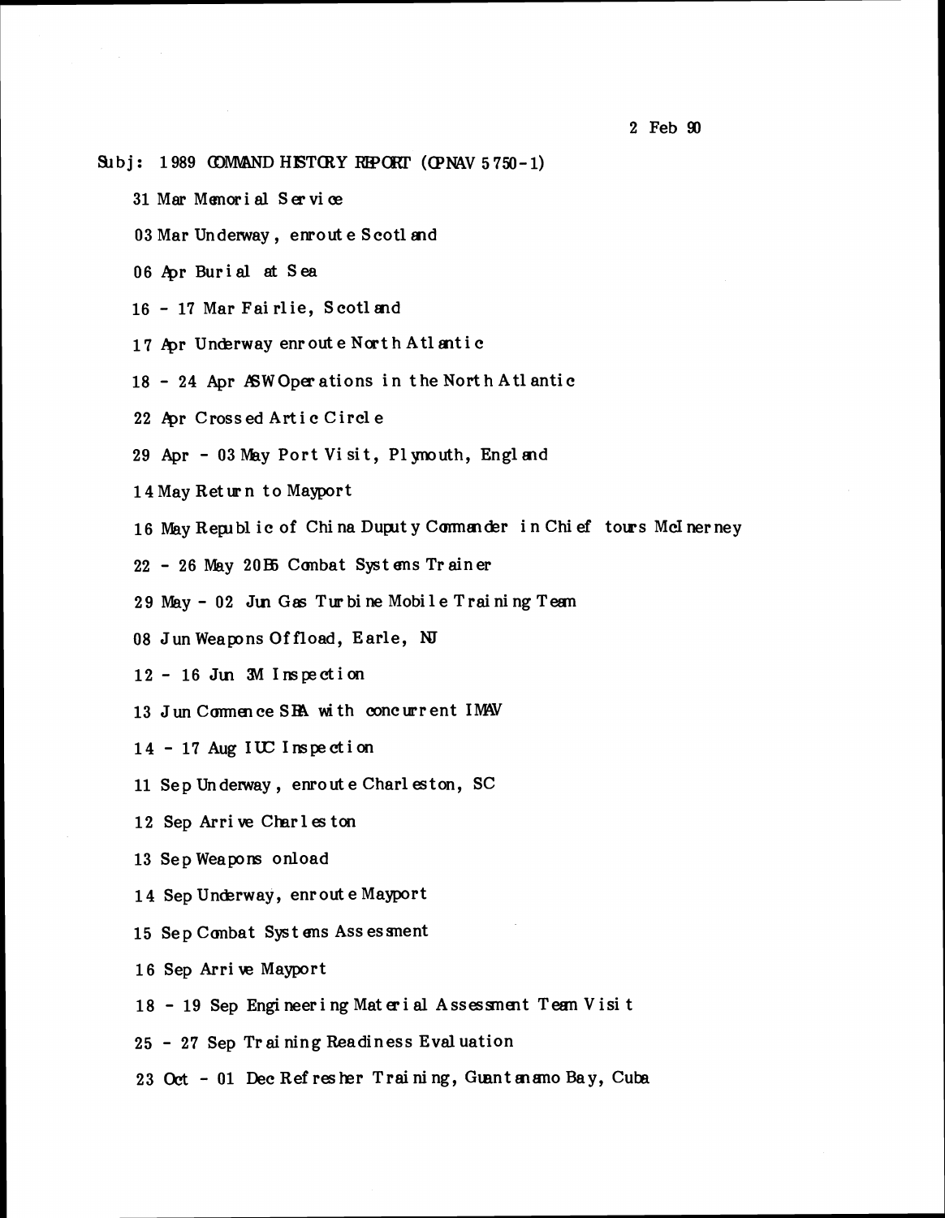2 Feb 90

Subj: 1989 COMMAND HISTORY REPORT (OPNAV 5750-1)

31 Mar Memorial Service

03 Mar Underway, enroute Scotland

06 Apr Burial at Sea

16 - 17 Mar Fairlie, Scotland

17 Apr Underway enroute North Atlantic

18 - 24 Apr ASW Operations in the North Atlantic

22 Apr Crossed Artic Circle

29 Apr - 03 May Port Visit, Plymouth, England

14 May Return to Mayport

16 May Republic of China Duputy Commander in Chief tours McInerney

22 - 26 May 20B5 Combat Systems Trainer

29 May - 02 Jun Gas Turbine Mobile Training Team

08 Jun Weapons Offload, Earle, NJ

12 - 16 Jun 3M Inspection

13 Jun Commence SRA with concurrent IMAV

14 - 17 Aug IUC Inspection

11 Sep Underway, enroute Charleston, SC

12 Sep Arrive Charleston

13 Sep Weapons onload

14 Sep Underway, enroute Mayport

15 Sep Combat Systems Assessment

16 Sep Arrive Mayport

18 - 19 Sep Engineering Material Assessment Team Visit

25 - 27 Sep Training Readiness Evaluation

23 Oct - 01 Dec Refresher Training, Guantanamo Bay, Cuba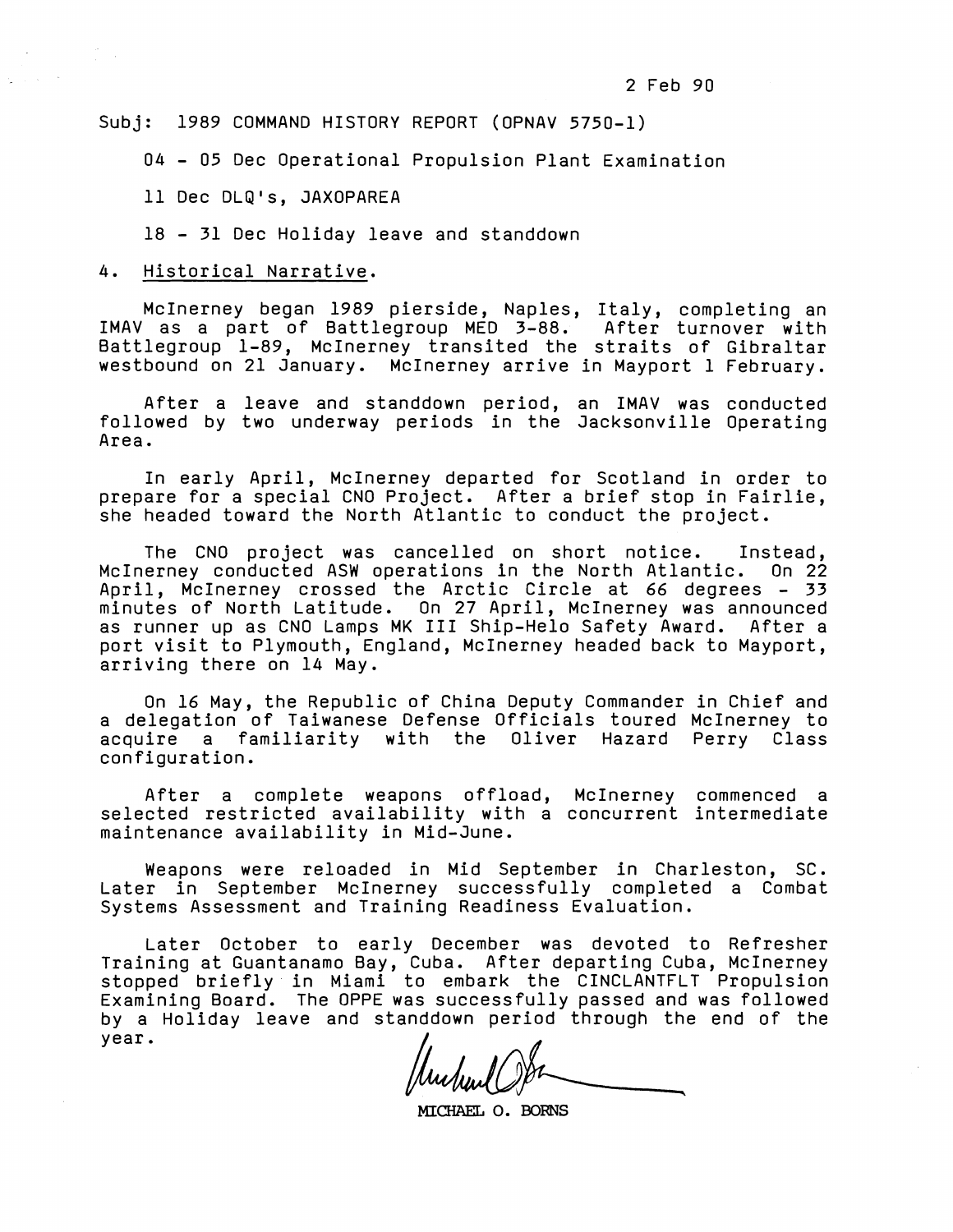2 Feb 90

Subj: 1989 COMMAND HISTORY REPORT (OPNAV 5750-1)

04 - 05 Dec Operational Propulsion Plant Examination

11 Dec DLQ's, JAXOPAREA

18 - 31 Dec Holiday leave and standdown

4. Historical Narrative.

McInerney began 1989 pierside, Naples, Italy, completing an IMAV as a part of Battlegroup MED 3-88. After turnover with Battlegroup 1-89, McInerney transited the straits of Gibraltar westbound on 21 January. McInerney arrive in Mayport 1 February.

After a leave and standdown period, an IMAV was conducted followed by two underway periods in the Jacksonville Operating Area.

In early April, McInerney departed for Scotland in order to prepare for a special CNO Project. After a brief stop in Fairlie, she headed toward the North Atlantic to conduct the project.

The CNO project was cancelled on short notice. Instead, McInerney conducted ASW operations in the North Atlantic. On 22 April, McInerney crossed the Arctic Circle at 66 degrees - 33 minutes of North Latitude. On 27 April, McInerney was announced as runner up as CNO Lamps MK III Ship-Helo Safety Award. After a port visit to Plymouth, England, McInerney headed back to Mayport, arriving there on 14 May.

On 16 May, the Republic of China Deputy Commander in Chief and a delegation of Taiwanese Defense Officials toured McInerney to acquire a familiarity with the Oliver Hazard Perry Class configuration.

After a complete weapons offload, McInerney commenced a selected restricted availability with a concurrent intermediate maintenance availability in Mid-June.

Weapons were reloaded in Mid September in Charleston, SC. Later in September McInerney successfully completed a Combat Systems Assessment and Training Readiness Evaluation.

Later October to early December was devoted to Refresher Training at Guantanamo Bay, Cuba. After departing Cuba, McInerney stopped briefly in Miami to embark the CINCLANTFLT Propulsion Examining Board. The OPPE was successfully passed and was followed by a Holiday leave and standdown period through the end of the year.

MICHAEL O. BORNS